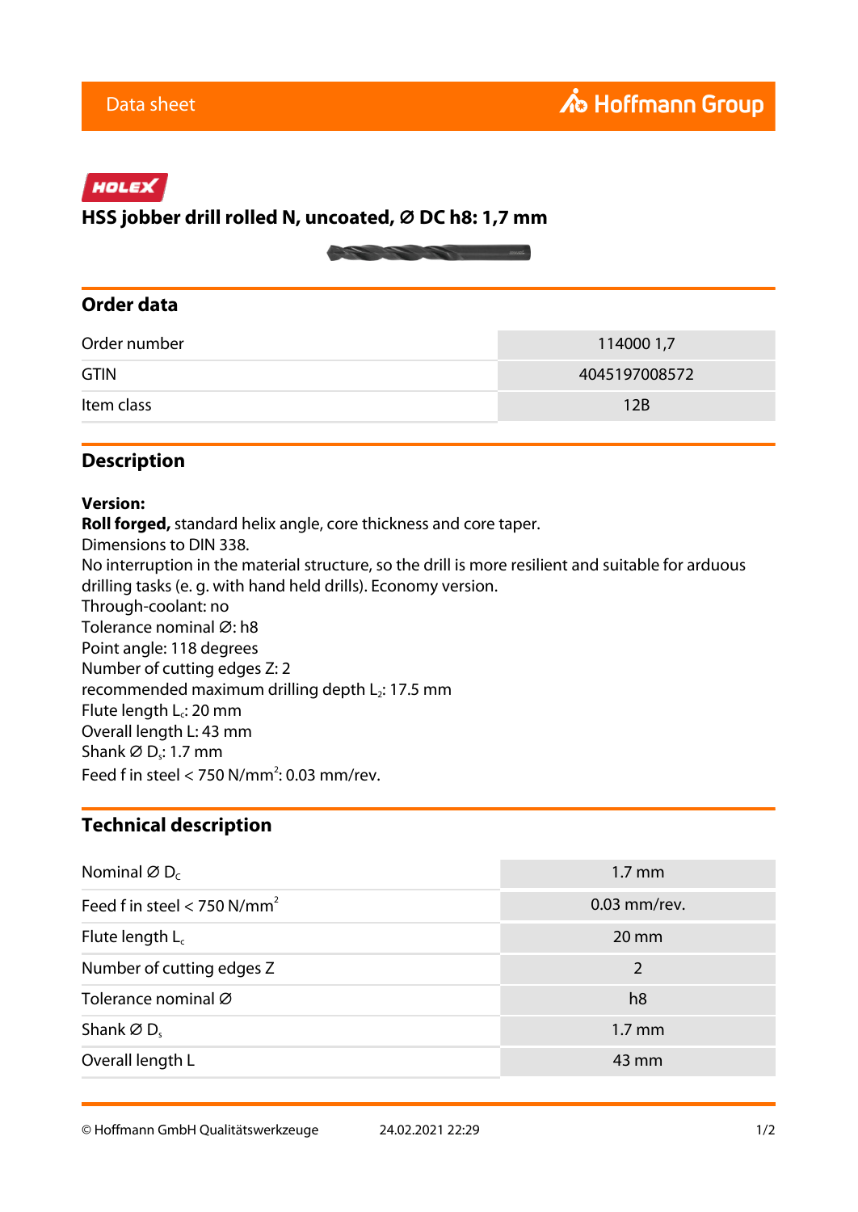Data sheet

Hoffmann Group

HOLEX

# HSS jobber drill rolled N, uncoated, Ø DC h8: 1,7 mm

## Order data

| Order number | 114000 1,7 |
|---|---|
| GTIN | 4045197008572 |
| Item class | 12B |

## Description

**Version:**
**Roll forged,** standard helix angle, core thickness and core taper.
Dimensions to DIN 338.
No interruption in the material structure, so the drill is more resilient and suitable for arduous drilling tasks (e. g. with hand held drills). Economy version.
Through-coolant: no
Tolerance nominal Ø: h8
Point angle: 118 degrees
Number of cutting edges Z: 2
recommended maximum drilling depth $L_2$: 17.5 mm
Flute length $L_c$: 20 mm
Overall length L: 43 mm
Shank Ø $D_s$: 1.7 mm
Feed f in steel < 750 N/mm$^2$: 0.03 mm/rev.

## Technical description

| Nominal Ø $D_C$ | 1.7 mm |
|---|---|
| Feed f in steel < 750 N/mm$^2$ | 0.03 mm/rev. |
| Flute length $L_c$ | 20 mm |
| Number of cutting edges Z | 2 |
| Tolerance nominal Ø | h8 |
| Shank Ø $D_s$ | 1.7 mm |
| Overall length L | 43 mm |

© Hoffmann GmbH Qualitätswerkzeuge 24.02.2021 22:29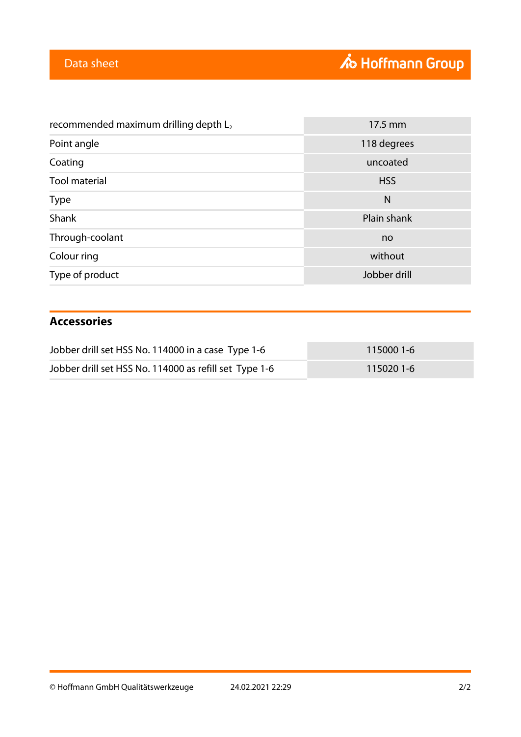| | |
|---|---|
| recommended maximum drilling depth $L_2$ | 17.5 mm |
| Point angle | 118 degrees |
| Coating | uncoated |
| Tool material | HSS |
| Type | N |
| Shank | Plain shank |
| Through-coolant | no |
| Colour ring | without |
| Type of product | Jobber drill |

## Accessories

| | |
|---|---|
| Jobber drill set HSS No. 114000 in a case  Type 1-6 | 115000 1-6 |
| Jobber drill set HSS No. 114000 as refill set  Type 1-6 | 115020 1-6 |